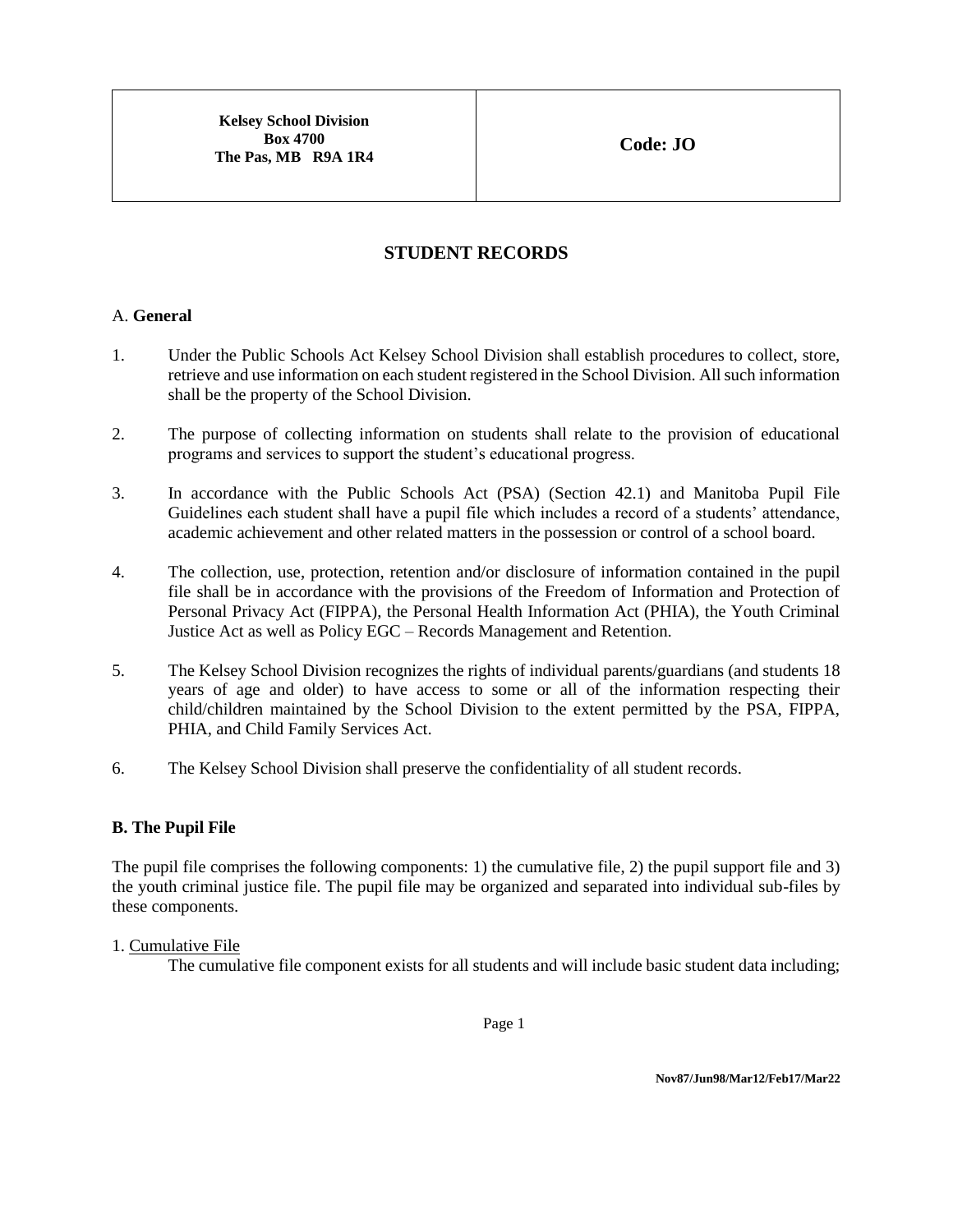| Kelsey School Division<br>Box 4700<br>The Pas, MB R9A 1R4 | Code: JO |
|---|---|

# STUDENT RECORDS

## A. General

1. Under the Public Schools Act Kelsey School Division shall establish procedures to collect, store, retrieve and use information on each student registered in the School Division. All such information shall be the property of the School Division.

2. The purpose of collecting information on students shall relate to the provision of educational programs and services to support the student's educational progress.

3. In accordance with the Public Schools Act (PSA) (Section 42.1) and Manitoba Pupil File Guidelines each student shall have a pupil file which includes a record of a students' attendance, academic achievement and other related matters in the possession or control of a school board.

4. The collection, use, protection, retention and/or disclosure of information contained in the pupil file shall be in accordance with the provisions of the Freedom of Information and Protection of Personal Privacy Act (FIPPA), the Personal Health Information Act (PHIA), the Youth Criminal Justice Act as well as Policy EGC – Records Management and Retention.

5. The Kelsey School Division recognizes the rights of individual parents/guardians (and students 18 years of age and older) to have access to some or all of the information respecting their child/children maintained by the School Division to the extent permitted by the PSA, FIPPA, PHIA, and Child Family Services Act.

6. The Kelsey School Division shall preserve the confidentiality of all student records.

## B. The Pupil File

The pupil file comprises the following components: 1) the cumulative file, 2) the pupil support file and 3) the youth criminal justice file. The pupil file may be organized and separated into individual sub-files by these components.

1. Cumulative File

The cumulative file component exists for all students and will include basic student data including;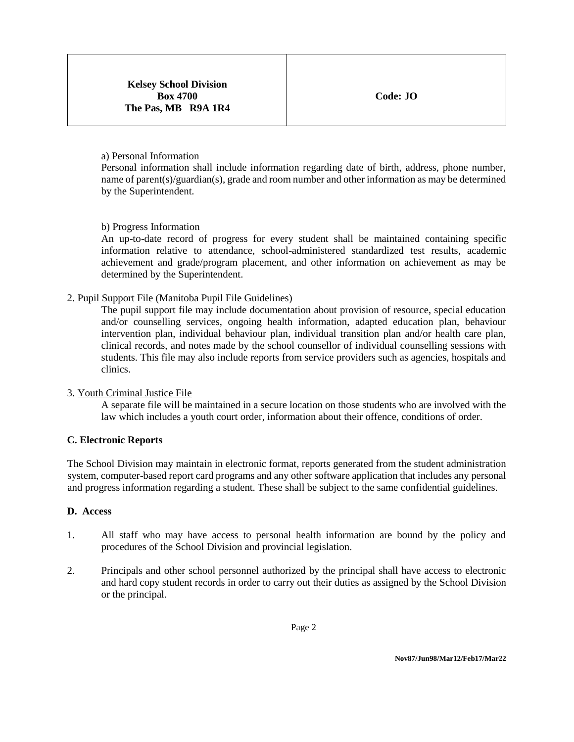a) Personal Information

Personal information shall include information regarding date of birth, address, phone number, name of parent(s)/guardian(s), grade and room number and other information as may be determined by the Superintendent.

b) Progress Information

An up-to-date record of progress for every student shall be maintained containing specific information relative to attendance, school-administered standardized test results, academic achievement and grade/program placement, and other information on achievement as may be determined by the Superintendent.

2. Pupil Support File (Manitoba Pupil File Guidelines)

The pupil support file may include documentation about provision of resource, special education and/or counselling services, ongoing health information, adapted education plan, behaviour intervention plan, individual behaviour plan, individual transition plan and/or health care plan, clinical records, and notes made by the school counsellor of individual counselling sessions with students. This file may also include reports from service providers such as agencies, hospitals and clinics.

3. Youth Criminal Justice File

A separate file will be maintained in a secure location on those students who are involved with the law which includes a youth court order, information about their offence, conditions of order.

**C. Electronic Reports**

The School Division may maintain in electronic format, reports generated from the student administration system, computer-based report card programs and any other software application that includes any personal and progress information regarding a student. These shall be subject to the same confidential guidelines.

**D. Access**

1. All staff who may have access to personal health information are bound by the policy and procedures of the School Division and provincial legislation.

2. Principals and other school personnel authorized by the principal shall have access to electronic and hard copy student records in order to carry out their duties as assigned by the School Division or the principal.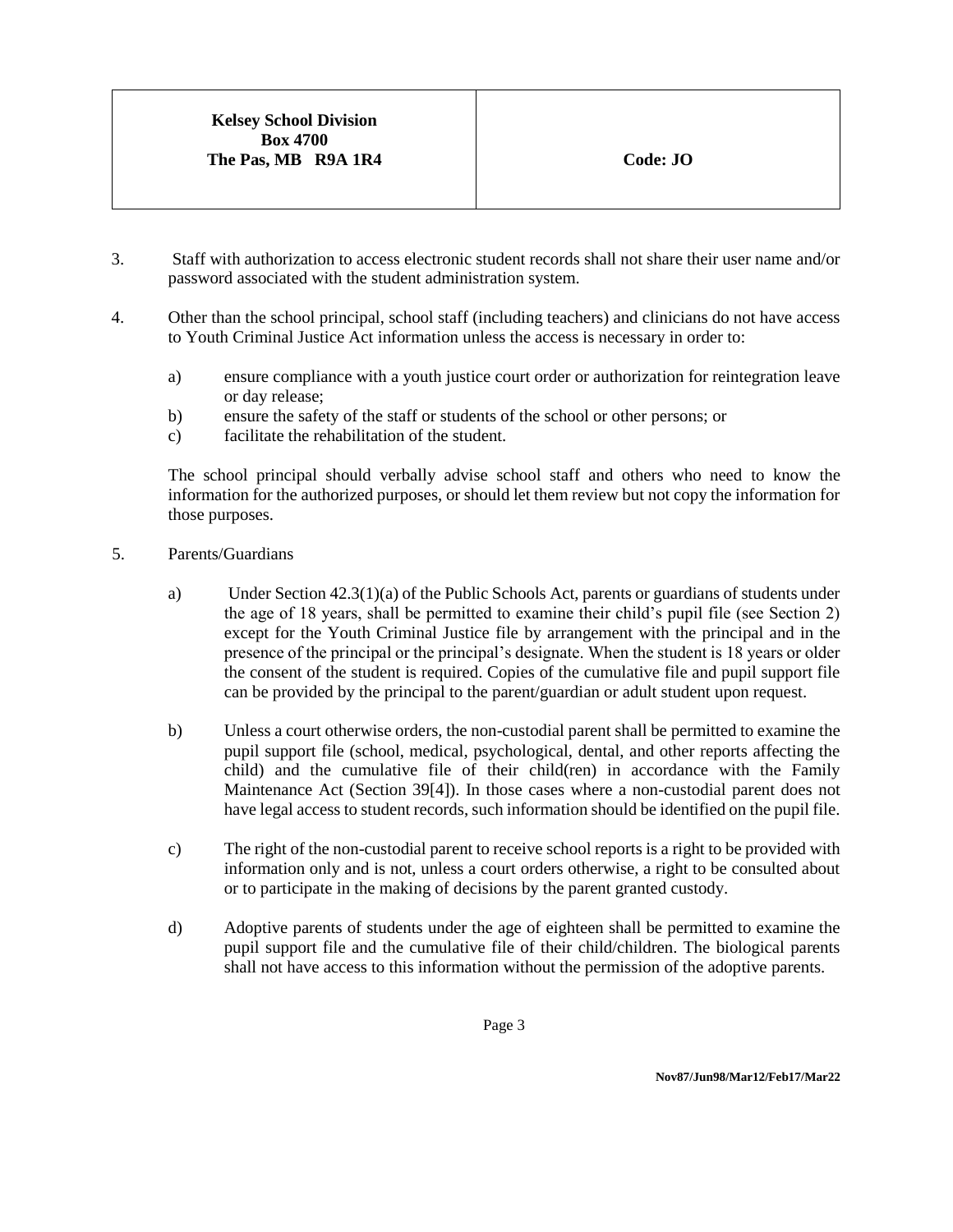3. Staff with authorization to access electronic student records shall not share their user name and/or password associated with the student administration system.

4. Other than the school principal, school staff (including teachers) and clinicians do not have access to Youth Criminal Justice Act information unless the access is necessary in order to:

   a) ensure compliance with a youth justice court order or authorization for reintegration leave or day release;
   b) ensure the safety of the staff or students of the school or other persons; or
   c) facilitate the rehabilitation of the student.

   The school principal should verbally advise school staff and others who need to know the information for the authorized purposes, or should let them review but not copy the information for those purposes.

5. Parents/Guardians

   a) Under Section 42.3(1)(a) of the Public Schools Act, parents or guardians of students under the age of 18 years, shall be permitted to examine their child's pupil file (see Section 2) except for the Youth Criminal Justice file by arrangement with the principal and in the presence of the principal or the principal's designate. When the student is 18 years or older the consent of the student is required. Copies of the cumulative file and pupil support file can be provided by the principal to the parent/guardian or adult student upon request.

   b) Unless a court otherwise orders, the non-custodial parent shall be permitted to examine the pupil support file (school, medical, psychological, dental, and other reports affecting the child) and the cumulative file of their child(ren) in accordance with the Family Maintenance Act (Section 39[4]). In those cases where a non-custodial parent does not have legal access to student records, such information should be identified on the pupil file.

   c) The right of the non-custodial parent to receive school reports is a right to be provided with information only and is not, unless a court orders otherwise, a right to be consulted about or to participate in the making of decisions by the parent granted custody.

   d) Adoptive parents of students under the age of eighteen shall be permitted to examine the pupil support file and the cumulative file of their child/children. The biological parents shall not have access to this information without the permission of the adoptive parents.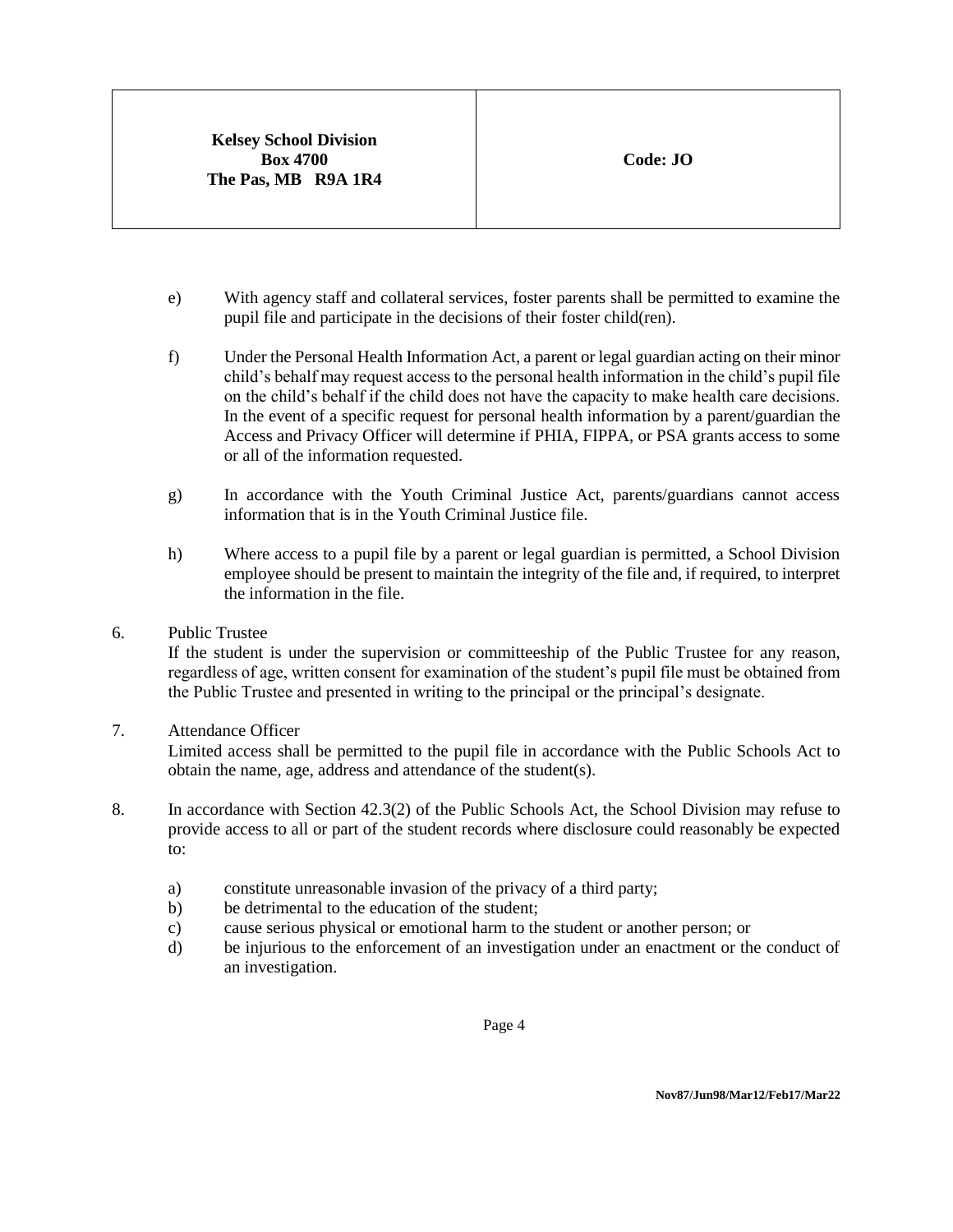e) With agency staff and collateral services, foster parents shall be permitted to examine the pupil file and participate in the decisions of their foster child(ren).

f) Under the Personal Health Information Act, a parent or legal guardian acting on their minor child's behalf may request access to the personal health information in the child's pupil file on the child's behalf if the child does not have the capacity to make health care decisions. In the event of a specific request for personal health information by a parent/guardian the Access and Privacy Officer will determine if PHIA, FIPPA, or PSA grants access to some or all of the information requested.

g) In accordance with the Youth Criminal Justice Act, parents/guardians cannot access information that is in the Youth Criminal Justice file.

h) Where access to a pupil file by a parent or legal guardian is permitted, a School Division employee should be present to maintain the integrity of the file and, if required, to interpret the information in the file.

6. Public Trustee
   If the student is under the supervision or committeeship of the Public Trustee for any reason, regardless of age, written consent for examination of the student's pupil file must be obtained from the Public Trustee and presented in writing to the principal or the principal's designate.

7. Attendance Officer
   Limited access shall be permitted to the pupil file in accordance with the Public Schools Act to obtain the name, age, address and attendance of the student(s).

8. In accordance with Section 42.3(2) of the Public Schools Act, the School Division may refuse to provide access to all or part of the student records where disclosure could reasonably be expected to:

   a) constitute unreasonable invasion of the privacy of a third party;
   b) be detrimental to the education of the student;
   c) cause serious physical or emotional harm to the student or another person; or
   d) be injurious to the enforcement of an investigation under an enactment or the conduct of an investigation.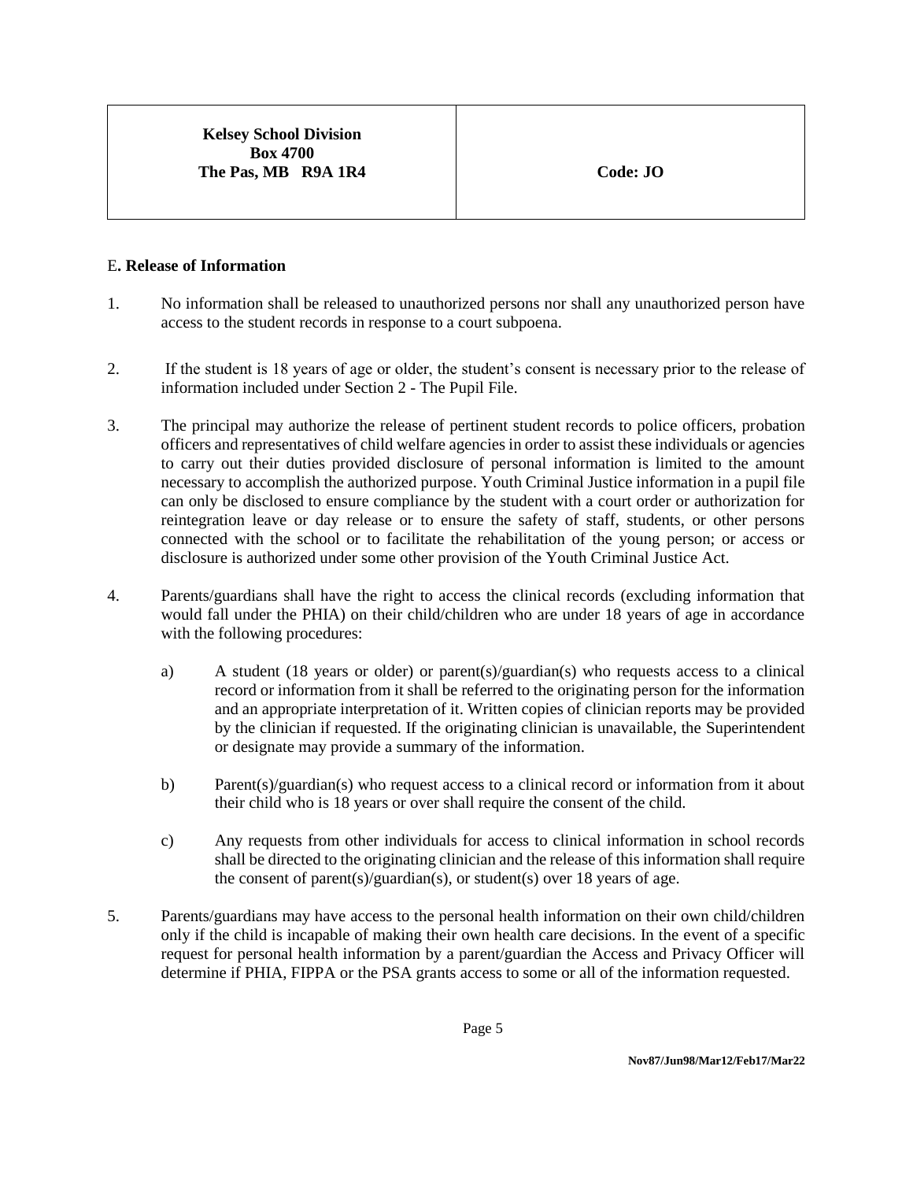## E. Release of Information

1. No information shall be released to unauthorized persons nor shall any unauthorized person have access to the student records in response to a court subpoena.

2. If the student is 18 years of age or older, the student's consent is necessary prior to the release of information included under Section 2 - The Pupil File.

3. The principal may authorize the release of pertinent student records to police officers, probation officers and representatives of child welfare agencies in order to assist these individuals or agencies to carry out their duties provided disclosure of personal information is limited to the amount necessary to accomplish the authorized purpose. Youth Criminal Justice information in a pupil file can only be disclosed to ensure compliance by the student with a court order or authorization for reintegration leave or day release or to ensure the safety of staff, students, or other persons connected with the school or to facilitate the rehabilitation of the young person; or access or disclosure is authorized under some other provision of the Youth Criminal Justice Act.

4. Parents/guardians shall have the right to access the clinical records (excluding information that would fall under the PHIA) on their child/children who are under 18 years of age in accordance with the following procedures:

   a) A student (18 years or older) or parent(s)/guardian(s) who requests access to a clinical record or information from it shall be referred to the originating person for the information and an appropriate interpretation of it. Written copies of clinician reports may be provided by the clinician if requested. If the originating clinician is unavailable, the Superintendent or designate may provide a summary of the information.

   b) Parent(s)/guardian(s) who request access to a clinical record or information from it about their child who is 18 years or over shall require the consent of the child.

   c) Any requests from other individuals for access to clinical information in school records shall be directed to the originating clinician and the release of this information shall require the consent of parent(s)/guardian(s), or student(s) over 18 years of age.

5. Parents/guardians may have access to the personal health information on their own child/children only if the child is incapable of making their own health care decisions. In the event of a specific request for personal health information by a parent/guardian the Access and Privacy Officer will determine if PHIA, FIPPA or the PSA grants access to some or all of the information requested.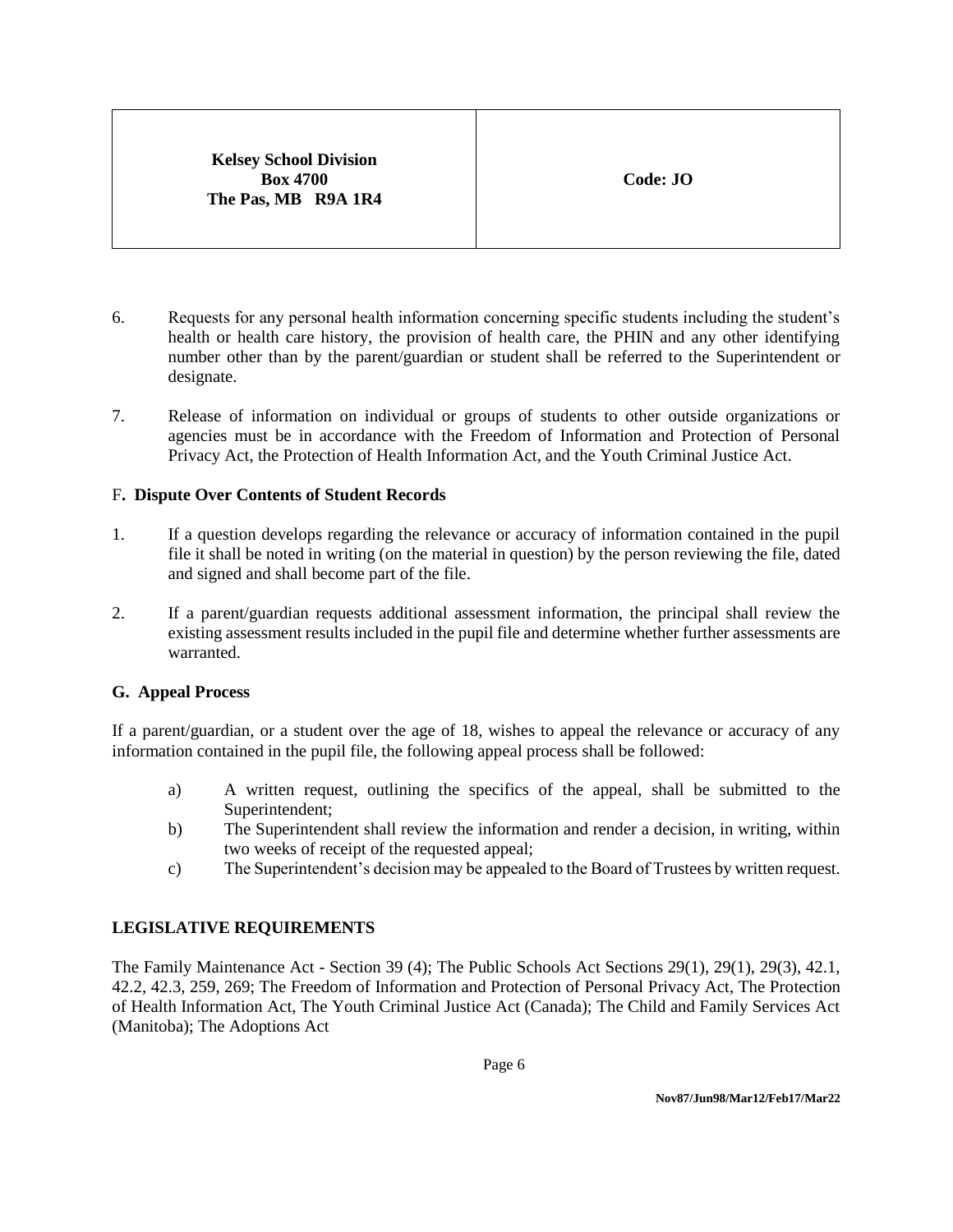6. Requests for any personal health information concerning specific students including the student's health or health care history, the provision of health care, the PHIN and any other identifying number other than by the parent/guardian or student shall be referred to the Superintendent or designate.

7. Release of information on individual or groups of students to other outside organizations or agencies must be in accordance with the Freedom of Information and Protection of Personal Privacy Act, the Protection of Health Information Act, and the Youth Criminal Justice Act.

### F. Dispute Over Contents of Student Records

1. If a question develops regarding the relevance or accuracy of information contained in the pupil file it shall be noted in writing (on the material in question) by the person reviewing the file, dated and signed and shall become part of the file.

2. If a parent/guardian requests additional assessment information, the principal shall review the existing assessment results included in the pupil file and determine whether further assessments are warranted.

### G. Appeal Process

If a parent/guardian, or a student over the age of 18, wishes to appeal the relevance or accuracy of any information contained in the pupil file, the following appeal process shall be followed:

a) A written request, outlining the specifics of the appeal, shall be submitted to the Superintendent;
b) The Superintendent shall review the information and render a decision, in writing, within two weeks of receipt of the requested appeal;
c) The Superintendent's decision may be appealed to the Board of Trustees by written request.

## LEGISLATIVE REQUIREMENTS

The Family Maintenance Act - Section 39 (4); The Public Schools Act Sections 29(1), 29(1), 29(3), 42.1, 42.2, 42.3, 259, 269; The Freedom of Information and Protection of Personal Privacy Act, The Protection of Health Information Act, The Youth Criminal Justice Act (Canada); The Child and Family Services Act (Manitoba); The Adoptions Act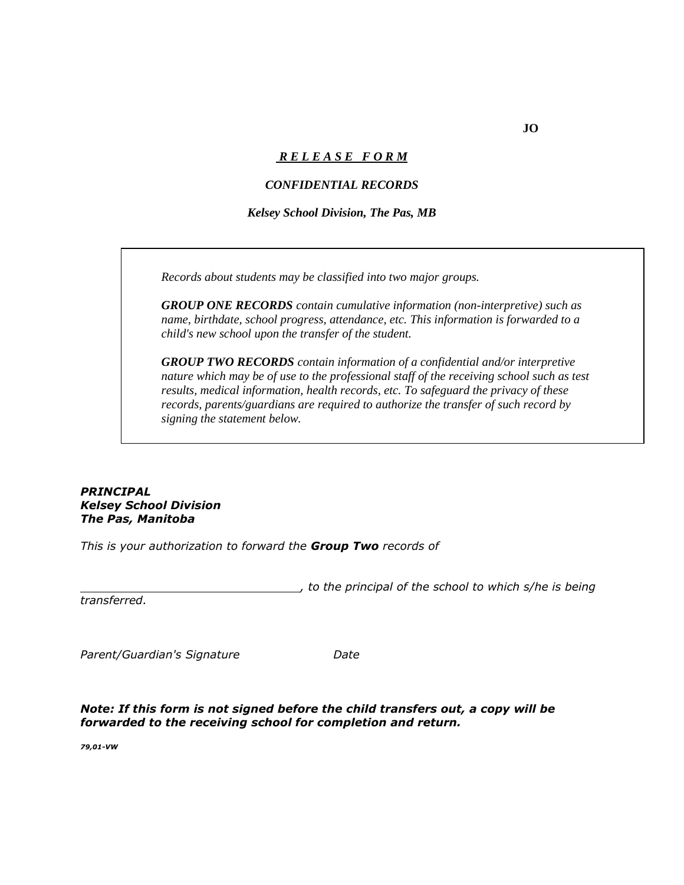**JO**

***R E L E A S E   F O R M***

*CONFIDENTIAL RECORDS*

*Kelsey School Division, The Pas, MB*

> *Records about students may be classified into two major groups.*
>
> ***GROUP ONE RECORDS** contain cumulative information (non-interpretive) such as name, birthdate, school progress, attendance, etc. This information is forwarded to a child's new school upon the transfer of the student.*
>
> ***GROUP TWO RECORDS** contain information of a confidential and/or interpretive nature which may be of use to the professional staff of the receiving school such as test results, medical information, health records, etc. To safeguard the privacy of these records, parents/guardians are required to authorize the transfer of such record by signing the statement below.*

***PRINCIPAL***
***Kelsey School Division***
***The Pas, Manitoba***

*This is your authorization to forward the **Group Two** records of*

________________________________, *to the principal of the school to which s/he is being transferred.*

*Parent/Guardian's Signature*                    *Date*

***Note: If this form is not signed before the child transfers out, a copy will be forwarded to the receiving school for completion and return.***

***79,01-VW***